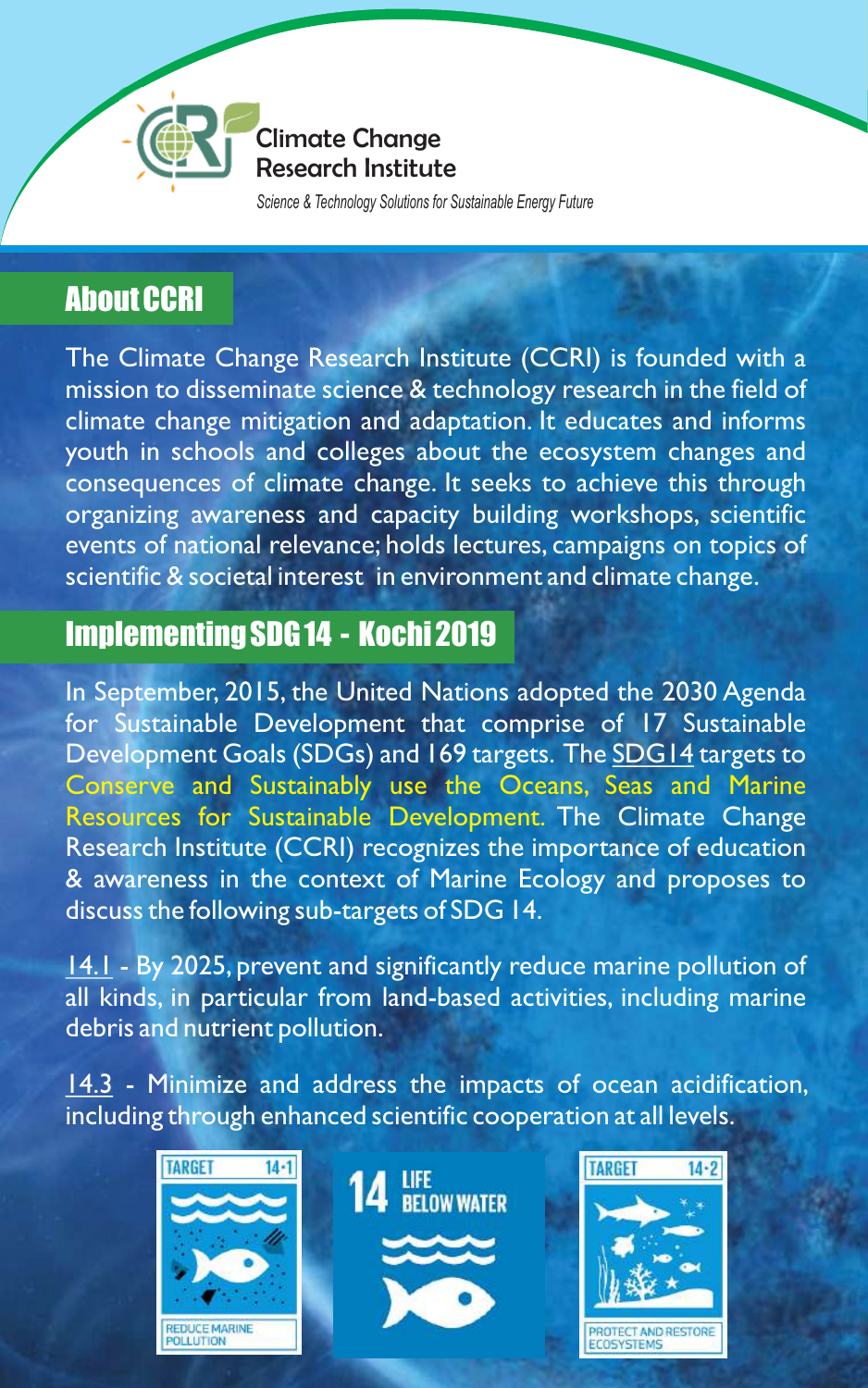Climate Change Research Institute

*Science & Technology Solutions for Sustainable Energy Future*

## About CCRI

The Climate Change Research Institute (CCRI) is founded with a mission to disseminate science & technology research in the field of climate change mitigation and adaptation. It educates and informs youth in schools and colleges about the ecosystem changes and consequences of climate change. It seeks to achieve this through organizing awareness and capacity building workshops, scientific events of national relevance; holds lectures, campaigns on topics of scientific & societal interest in environment and climate change.

## Implementing SDG 14 - Kochi 2019

In September, 2015, the United Nations adopted the 2030 Agenda for Sustainable Development that comprise of 17 Sustainable Development Goals (SDGs) and 169 targets. The SDG14 targets to Conserve and Sustainably use the Oceans, Seas and Marine Resources for Sustainable Development. The Climate Change Research Institute (CCRI) recognizes the importance of education & awareness in the context of Marine Ecology and proposes to discuss the following sub-targets of SDG 14.

14.1 - By 2025, prevent and significantly reduce marine pollution of all kinds, in particular from land-based activities, including marine debris and nutrient pollution.

14.3 - Minimize and address the impacts of ocean acidification, including through enhanced scientific cooperation at all levels.

TARGET 14·1 REDUCE MARINE POLLUTION

14 LIFE BELOW WATER

TARGET 14·2 PROTECT AND RESTORE ECOSYSTEMS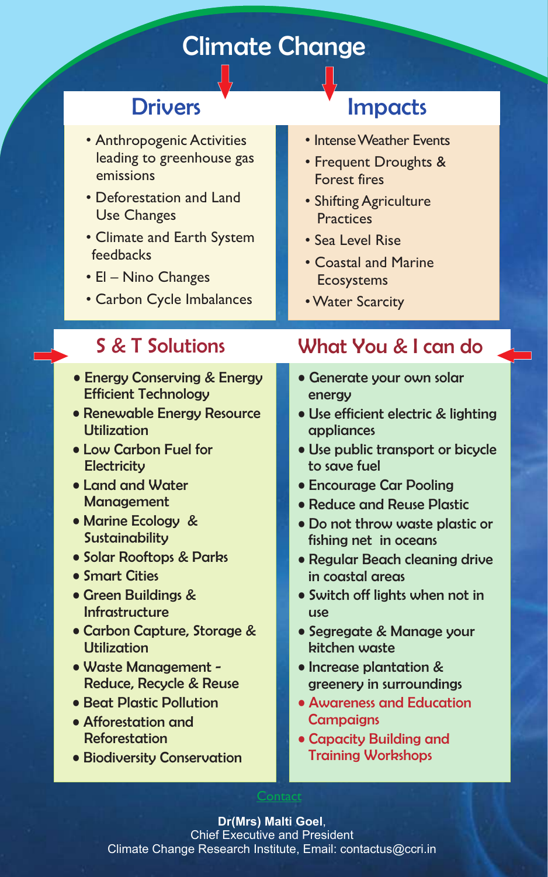# Climate Change

## Drivers

- Anthropogenic Activities leading to greenhouse gas emissions
- Deforestation and Land Use Changes
- Climate and Earth System feedbacks
- El – Nino Changes
- Carbon Cycle Imbalances

## Impacts

- Intense Weather Events
- Frequent Droughts & Forest fires
- Shifting Agriculture Practices
- Sea Level Rise
- Coastal and Marine Ecosystems
- Water Scarcity

## S & T Solutions

- Energy Conserving & Energy Efficient Technology
- Renewable Energy Resource Utilization
- Low Carbon Fuel for Electricity
- Land and Water Management
- Marine Ecology & Sustainability
- Solar Rooftops & Parks
- Smart Cities
- Green Buildings & Infrastructure
- Carbon Capture, Storage & Utilization
- Waste Management - Reduce, Recycle & Reuse
- Beat Plastic Pollution
- Afforestation and Reforestation
- Biodiversity Conservation

## What You & I can do

- Generate your own solar energy
- Use efficient electric & lighting appliances
- Use public transport or bicycle to save fuel
- Encourage Car Pooling
- Reduce and Reuse Plastic
- Do not throw waste plastic or fishing net in oceans
- Regular Beach cleaning drive in coastal areas
- Switch off lights when not in use
- Segregate & Manage your kitchen waste
- Increase plantation & greenery in surroundings
- Awareness and Education Campaigns
- Capacity Building and Training Workshops

Contact

**Dr(Mrs) Malti Goel**,
Chief Executive and President
Climate Change Research Institute, Email: contactus@ccri.in